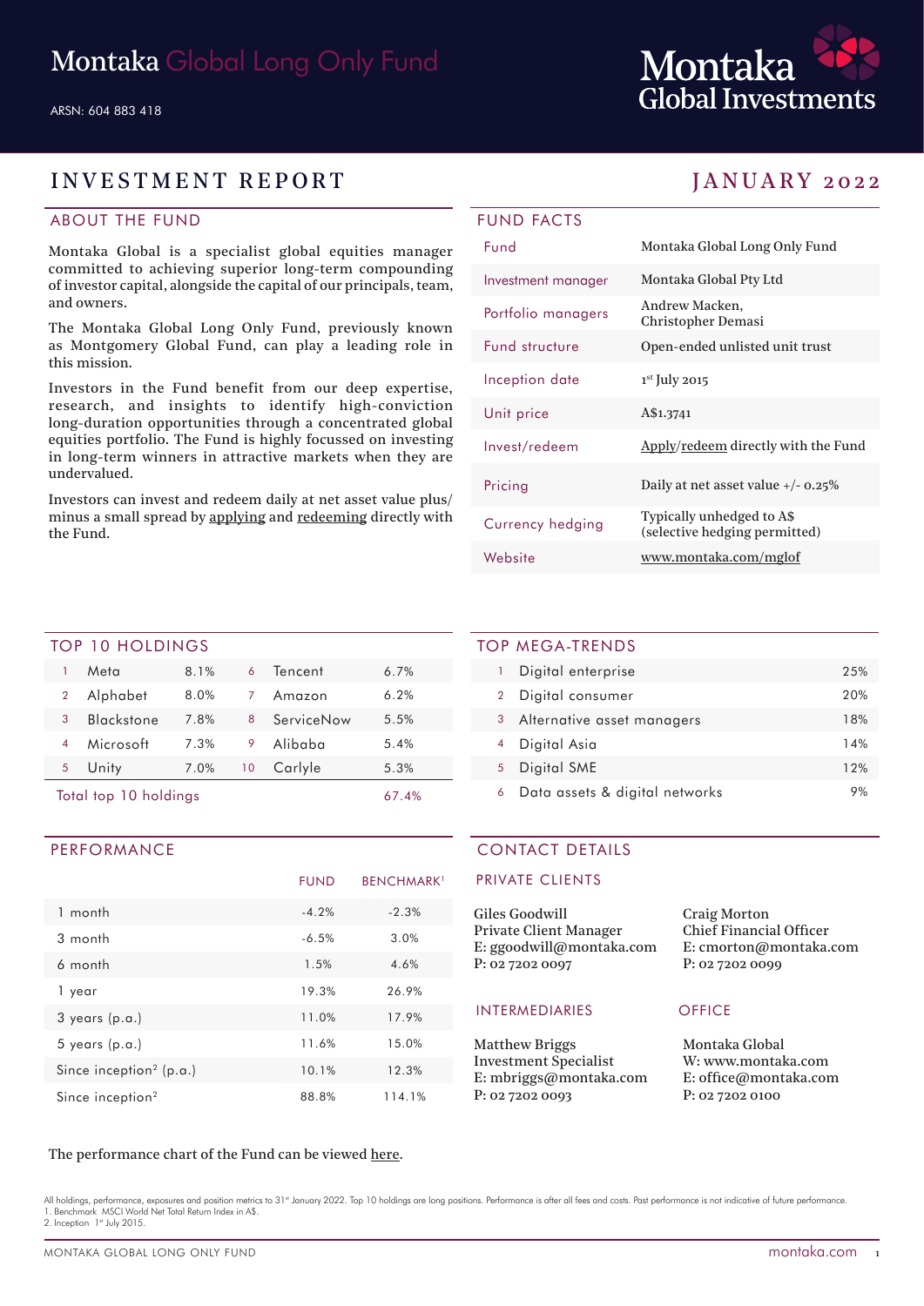# Montaka Global Long Only Fund

ARSN: 604 883 418

Montaka Global Investments

## INVESTMENT REPORT — JANUARY 2022

### ABOUT THE FUND

Montaka Global is a specialist global equities manager committed to achieving superior long-term compounding of investor capital, alongside the capital of our principals, team, and owners.

The Montaka Global Long Only Fund, previously known as Montgomery Global Fund, can play a leading role in this mission.

Investors in the Fund benefit from our deep expertise, research, and insights to identify high-conviction long-duration opportunities through a concentrated global equities portfolio. The Fund is highly focussed on investing in long-term winners in attractive markets when they are undervalued.

Investors can invest and redeem daily at net asset value plus/minus a small spread by applying and redeeming directly with the Fund.

### FUND FACTS

| | |
|---|---|
| Fund | Montaka Global Long Only Fund |
| Investment manager | Montaka Global Pty Ltd |
| Portfolio managers | Andrew Macken, Christopher Demasi |
| Fund structure | Open-ended unlisted unit trust |
| Inception date | 1st July 2015 |
| Unit price | A$1.3741 |
| Invest/redeem | Apply/redeem directly with the Fund |
| Pricing | Daily at net asset value +/- 0.25% |
| Currency hedging | Typically unhedged to A$ (selective hedging permitted) |
| Website | www.montaka.com/mglof |

### TOP 10 HOLDINGS

| | | | | | |
|---|---|---|---|---|---|
| 1 | Meta | 8.1% | 6 | Tencent | 6.7% |
| 2 | Alphabet | 8.0% | 7 | Amazon | 6.2% |
| 3 | Blackstone | 7.8% | 8 | ServiceNow | 5.5% |
| 4 | Microsoft | 7.3% | 9 | Alibaba | 5.4% |
| 5 | Unity | 7.0% | 10 | Carlyle | 5.3% |
| Total top 10 holdings | | | | | 67.4% |

### TOP MEGA-TRENDS

| | | |
|---|---|---|
| 1 | Digital enterprise | 25% |
| 2 | Digital consumer | 20% |
| 3 | Alternative asset managers | 18% |
| 4 | Digital Asia | 14% |
| 5 | Digital SME | 12% |
| 6 | Data assets & digital networks | 9% |

### PERFORMANCE

| | FUND | BENCHMARK[1] |
|---|---|---|
| 1 month | -4.2% | -2.3% |
| 3 month | -6.5% | 3.0% |
| 6 month | 1.5% | 4.6% |
| 1 year | 19.3% | 26.9% |
| 3 years (p.a.) | 11.0% | 17.9% |
| 5 years (p.a.) | 11.6% | 15.0% |
| Since inception[2] (p.a.) | 10.1% | 12.3% |
| Since inception[2] | 88.8% | 114.1% |

The performance chart of the Fund can be viewed here.

### CONTACT DETAILS

#### PRIVATE CLIENTS

Giles Goodwill
Private Client Manager
E: ggoodwill@montaka.com
P: 02 7202 0097

Craig Morton
Chief Financial Officer
E: cmorton@montaka.com
P: 02 7202 0099

#### INTERMEDIARIES

Matthew Briggs
Investment Specialist
E: mbriggs@montaka.com
P: 02 7202 0093

#### OFFICE

Montaka Global
W: www.montaka.com
E: office@montaka.com
P: 02 7202 0100

All holdings, performance, exposures and position metrics to 31st January 2022. Top 10 holdings are long positions. Performance is after all fees and costs. Past performance is not indicative of future performance.
1. Benchmark MSCI World Net Total Return Index in A$.
2. Inception 1st July 2015.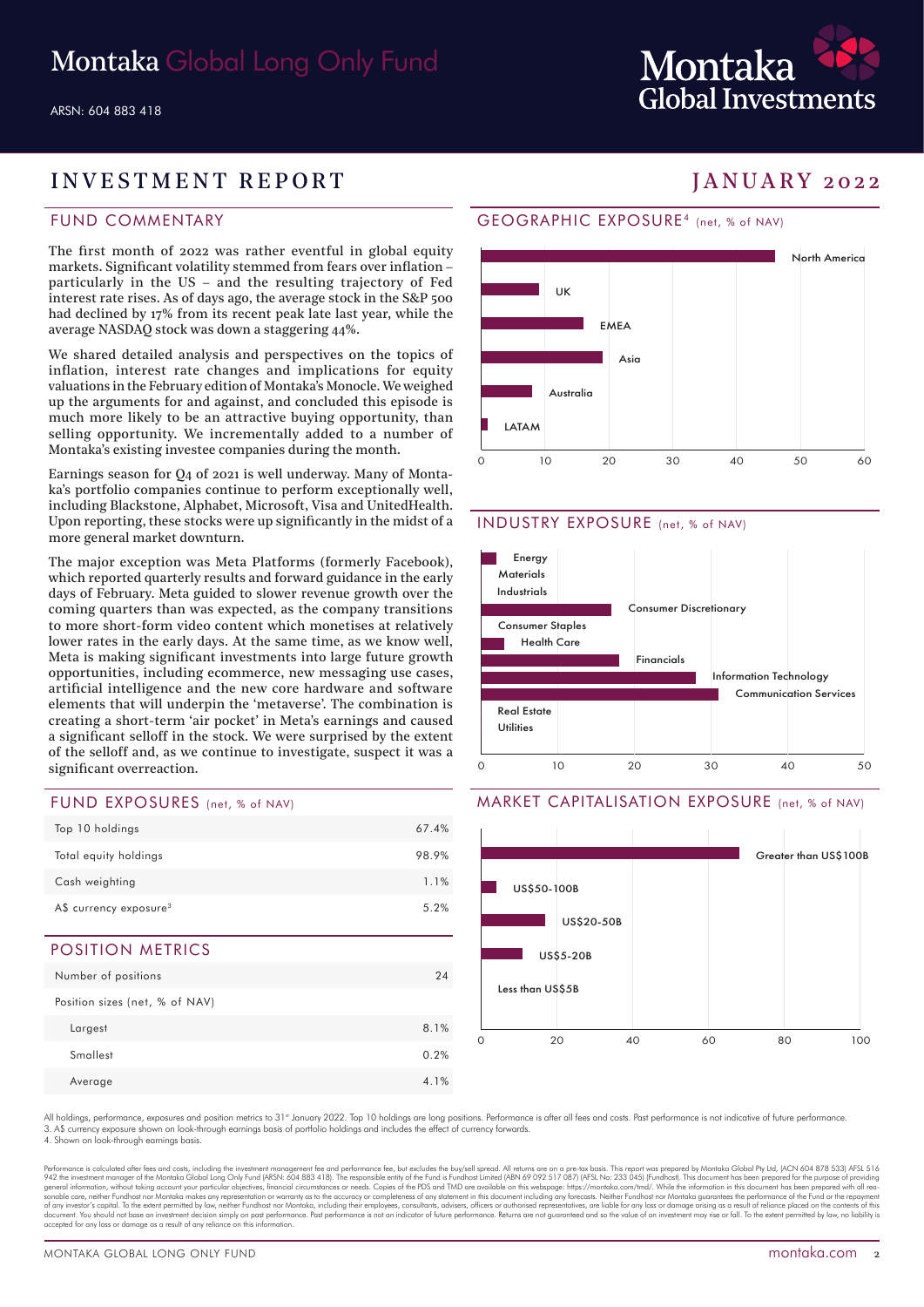# Montaka Global Long Only Fund

ARSN: 604 883 418

Montaka Global Investments

# INVESTMENT REPORT

# JANUARY 2022

## FUND COMMENTARY

The first month of 2022 was rather eventful in global equity markets. Significant volatility stemmed from fears over inflation – particularly in the US – and the resulting trajectory of Fed interest rate rises. As of days ago, the average stock in the S&P 500 had declined by 17% from its recent peak late last year, while the average NASDAQ stock was down a staggering 44%.

We shared detailed analysis and perspectives on the topics of inflation, interest rate changes and implications for equity valuations in the February edition of Montaka's Monocle. We weighed up the arguments for and against, and concluded this episode is much more likely to be an attractive buying opportunity, than selling opportunity. We incrementally added to a number of Montaka's existing investee companies during the month.

Earnings season for Q4 of 2021 is well underway. Many of Montaka's portfolio companies continue to perform exceptionally well, including Blackstone, Alphabet, Microsoft, Visa and UnitedHealth. Upon reporting, these stocks were up significantly in the midst of a more general market downturn.

The major exception was Meta Platforms (formerly Facebook), which reported quarterly results and forward guidance in the early days of February. Meta guided to slower revenue growth over the coming quarters than was expected, as the company transitions to more short-form video content which monetises at relatively lower rates in the early days. At the same time, as we know well, Meta is making significant investments into large future growth opportunities, including ecommerce, new messaging use cases, artificial intelligence and the new core hardware and software elements that will underpin the 'metaverse'. The combination is creating a short-term 'air pocket' in Meta's earnings and caused a significant selloff in the stock. We were surprised by the extent of the selloff and, as we continue to investigate, suspect it was a significant overreaction.

## FUND EXPOSURES (net, % of NAV)

| | |
|---|---|
| Top 10 holdings | 67.4% |
| Total equity holdings | 98.9% |
| Cash weighting | 1.1% |
| A$ currency exposure[3] | 5.2% |

## POSITION METRICS

| | |
|---|---|
| Number of positions | 24 |
| Position sizes (net, % of NAV) | |
| Largest | 8.1% |
| Smallest | 0.2% |
| Average | 4.1% |

## GEOGRAPHIC EXPOSURE[4] (net, % of NAV)

North America
UK
EMEA
Asia
Australia
LATAM

0 10 20 30 40 50 60

## INDUSTRY EXPOSURE (net, % of NAV)

Energy
Materials
Industrials
Consumer Discretionary
Consumer Staples
Health Care
Financials
Information Technology
Communication Services
Real Estate
Utilities

0 10 20 30 40 50

## MARKET CAPITALISATION EXPOSURE (net, % of NAV)

Greater than US$100B
US$50-100B
US$20-50B
US$5-20B
Less than US$5B

0 20 40 60 80 100

All holdings, performance, exposures and position metrics to 31st January 2022. Top 10 holdings are long positions. Performance is after all fees and costs. Past performance is not indicative of future performance.
3. A$ currency exposure shown on look-through earnings basis of portfolio holdings and includes the effect of currency forwards.
4. Shown on look-through earnings basis.

Performance is calculated after fees and costs, including the investment management fee and performance fee, but excludes the buy/sell spread. All returns are on a pre-tax basis. This report was prepared by Montaka Global Pty Ltd, (ACN 604 878 533) AFSL 516 942 the investment manager of the Montaka Global Long Only Fund (ARSN: 604 883 418). The responsible entity of the Fund is Fundhost Limited (ABN 69 092 517 087) (AFSL No: 233 045) (Fundhost). This document has been prepared for the purpose of providing general information, without taking account your particular objectives, financial circumstances or needs. Copies of the PDS and TMD are available on this webpage: https://montaka.com/tmd/. While the information in this document has been prepared with all reasonable care, neither Fundhost nor Montaka makes any representation or warranty as to the accuracy or completeness of any statement in this document including any forecasts. Neither Fundhost nor Montaka guarantees the performance of the Fund or the repayment of any investor's capital. To the extent permitted by law, neither Fundhost nor Montaka, including their employees, consultants, advisers, officers or authorised representatives, are liable for any loss or damage arising as a result of reliance placed on the contents of this document. You should not base an investment decision simply on past performance. Past performance is not an indicator of future performance. Returns are not guaranteed and so the value of an investment may rise or fall. To the extent permitted by law, no liability is accepted for any loss or damage as a result of any reliance on this information.